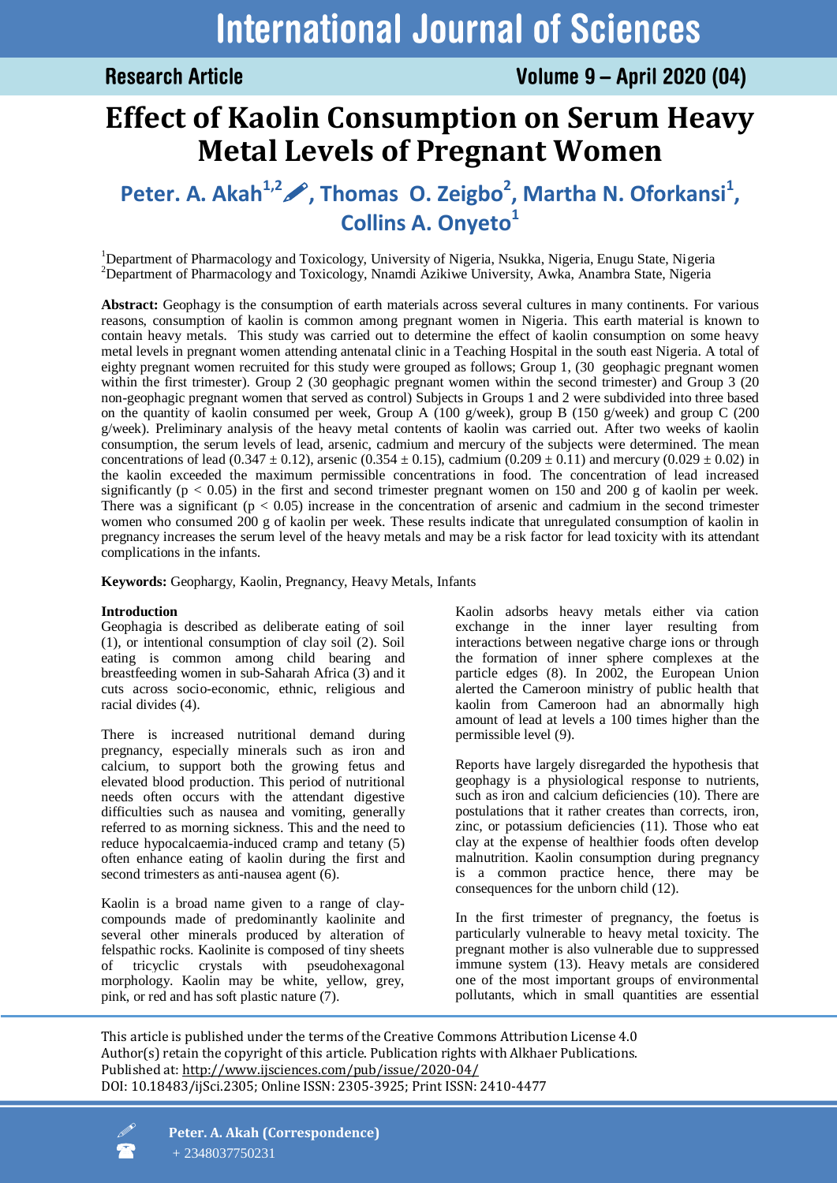Research Article

# Effect of Kaolin Consumption on Serum Heavy Metal Levels of Pregnant Women

**Peter. A. Akah[1,2], Thomas O. Zeigbo[2], Martha N. Oforkansi[1], Collins A. Onyeto[1]**

[1]Department of Pharmacology and Toxicology, University of Nigeria, Nsukka, Nigeria, Enugu State, Nigeria
[2]Department of Pharmacology and Toxicology, Nnamdi Azikiwe University, Awka, Anambra State, Nigeria

**Abstract:** Geophagy is the consumption of earth materials across several cultures in many continents. For various reasons, consumption of kaolin is common among pregnant women in Nigeria. This earth material is known to contain heavy metals. This study was carried out to determine the effect of kaolin consumption on some heavy metal levels in pregnant women attending antenatal clinic in a Teaching Hospital in the south east Nigeria. A total of eighty pregnant women recruited for this study were grouped as follows; Group 1, (30 geophagic pregnant women within the first trimester). Group 2 (30 geophagic pregnant women within the second trimester) and Group 3 (20 non-geophagic pregnant women that served as control) Subjects in Groups 1 and 2 were subdivided into three based on the quantity of kaolin consumed per week, Group A (100 g/week), group B (150 g/week) and group C (200 g/week). Preliminary analysis of the heavy metal contents of kaolin was carried out. After two weeks of kaolin consumption, the serum levels of lead, arsenic, cadmium and mercury of the subjects were determined. The mean concentrations of lead ($0.347 \pm 0.12$), arsenic ($0.354 \pm 0.15$), cadmium ($0.209 \pm 0.11$) and mercury ($0.029 \pm 0.02$) in the kaolin exceeded the maximum permissible concentrations in food. The concentration of lead increased significantly ($p < 0.05$) in the first and second trimester pregnant women on 150 and 200 g of kaolin per week. There was a significant ($p < 0.05$) increase in the concentration of arsenic and cadmium in the second trimester women who consumed 200 g of kaolin per week. These results indicate that unregulated consumption of kaolin in pregnancy increases the serum level of the heavy metals and may be a risk factor for lead toxicity with its attendant complications in the infants.

**Keywords:** Geophargy, Kaolin, Pregnancy, Heavy Metals, Infants

## Introduction

Geophagia is described as deliberate eating of soil (1), or intentional consumption of clay soil (2). Soil eating is common among child bearing and breastfeeding women in sub-Saharah Africa (3) and it cuts across socio-economic, ethnic, religious and racial divides (4).

There is increased nutritional demand during pregnancy, especially minerals such as iron and calcium, to support both the growing fetus and elevated blood production. This period of nutritional needs often occurs with the attendant digestive difficulties such as nausea and vomiting, generally referred to as morning sickness. This and the need to reduce hypocalcaemia-induced cramp and tetany (5) often enhance eating of kaolin during the first and second trimesters as anti-nausea agent (6).

Kaolin is a broad name given to a range of clay-compounds made of predominantly kaolinite and several other minerals produced by alteration of felspathic rocks. Kaolinite is composed of tiny sheets of tricyclic crystals with pseudohexagonal morphology. Kaolin may be white, yellow, grey, pink, or red and has soft plastic nature (7).

Kaolin adsorbs heavy metals either via cation exchange in the inner layer resulting from interactions between negative charge ions or through the formation of inner sphere complexes at the particle edges (8). In 2002, the European Union alerted the Cameroon ministry of public health that kaolin from Cameroon had an abnormally high amount of lead at levels a 100 times higher than the permissible level (9).

Reports have largely disregarded the hypothesis that geophagy is a physiological response to nutrients, such as iron and calcium deficiencies (10). There are postulations that it rather creates than corrects, iron, zinc, or potassium deficiencies (11). Those who eat clay at the expense of healthier foods often develop malnutrition. Kaolin consumption during pregnancy is a common practice hence, there may be consequences for the unborn child (12).

In the first trimester of pregnancy, the foetus is particularly vulnerable to heavy metal toxicity. The pregnant mother is also vulnerable due to suppressed immune system (13). Heavy metals are considered one of the most important groups of environmental pollutants, which in small quantities are essential

This article is published under the terms of the Creative Commons Attribution License 4.0
Author(s) retain the copyright of this article. Publication rights with Alkhaer Publications.
Published at: http://www.ijsciences.com/pub/issue/2020-04/
DOI: 10.18483/ijSci.2305; Online ISSN: 2305-3925; Print ISSN: 2410-4477

**Peter. A. Akah (Correspondence)**
+ 2348037750231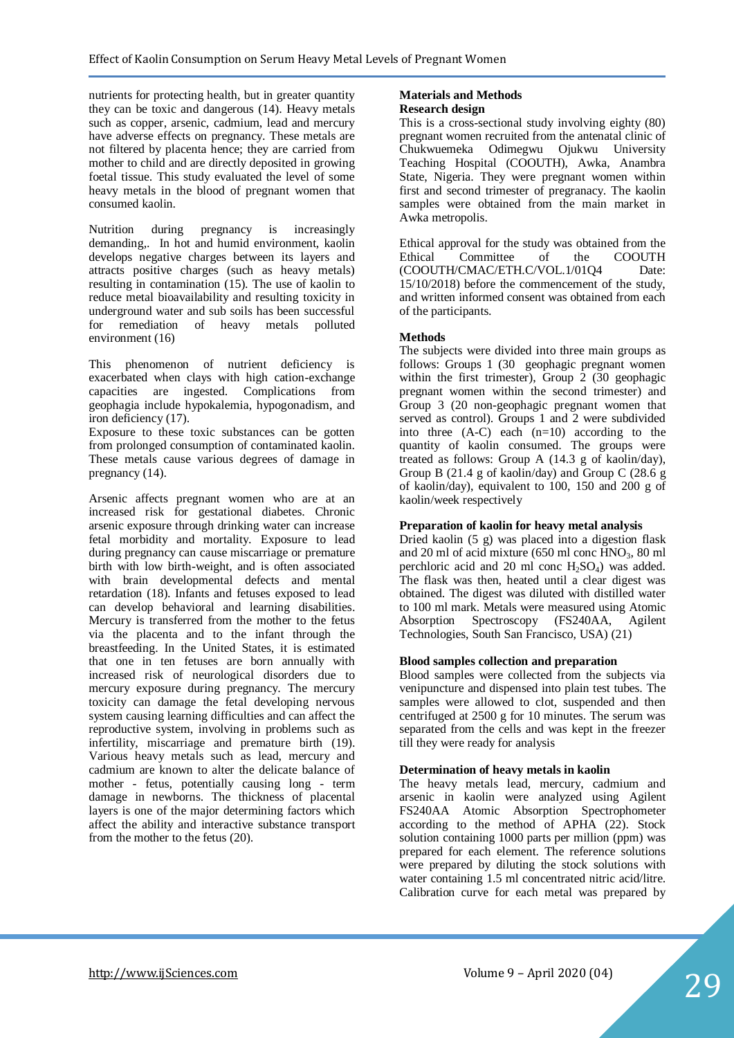nutrients for protecting health, but in greater quantity they can be toxic and dangerous (14). Heavy metals such as copper, arsenic, cadmium, lead and mercury have adverse effects on pregnancy. These metals are not filtered by placenta hence; they are carried from mother to child and are directly deposited in growing foetal tissue. This study evaluated the level of some heavy metals in the blood of pregnant women that consumed kaolin.

Nutrition during pregnancy is increasingly demanding,. In hot and humid environment, kaolin develops negative charges between its layers and attracts positive charges (such as heavy metals) resulting in contamination (15). The use of kaolin to reduce metal bioavailability and resulting toxicity in underground water and sub soils has been successful for remediation of heavy metals polluted environment (16)

This phenomenon of nutrient deficiency is exacerbated when clays with high cation-exchange capacities are ingested. Complications from geophagia include hypokalemia, hypogonadism, and iron deficiency (17).

Exposure to these toxic substances can be gotten from prolonged consumption of contaminated kaolin. These metals cause various degrees of damage in pregnancy (14).

Arsenic affects pregnant women who are at an increased risk for gestational diabetes. Chronic arsenic exposure through drinking water can increase fetal morbidity and mortality. Exposure to lead during pregnancy can cause miscarriage or premature birth with low birth-weight, and is often associated with brain developmental defects and mental retardation (18). Infants and fetuses exposed to lead can develop behavioral and learning disabilities. Mercury is transferred from the mother to the fetus via the placenta and to the infant through the breastfeeding. In the United States, it is estimated that one in ten fetuses are born annually with increased risk of neurological disorders due to mercury exposure during pregnancy. The mercury toxicity can damage the fetal developing nervous system causing learning difficulties and can affect the reproductive system, involving in problems such as infertility, miscarriage and premature birth (19). Various heavy metals such as lead, mercury and cadmium are known to alter the delicate balance of mother - fetus, potentially causing long - term damage in newborns. The thickness of placental layers is one of the major determining factors which affect the ability and interactive substance transport from the mother to the fetus (20).

## Materials and Methods

### Research design

This is a cross-sectional study involving eighty (80) pregnant women recruited from the antenatal clinic of Chukwuemeka Odimegwu Ojukwu University Teaching Hospital (COOUTH), Awka, Anambra State, Nigeria. They were pregnant women within first and second trimester of pregranacy. The kaolin samples were obtained from the main market in Awka metropolis.

Ethical approval for the study was obtained from the Ethical Committee of the COOUTH (COOUTH/CMAC/ETH.C/VOL.1/01Q4 Date: 15/10/2018) before the commencement of the study, and written informed consent was obtained from each of the participants.

### Methods

The subjects were divided into three main groups as follows: Groups 1 (30 geophagic pregnant women within the first trimester), Group 2 (30 geophagic pregnant women within the second trimester) and Group 3 (20 non-geophagic pregnant women that served as control). Groups 1 and 2 were subdivided into three (A-C) each (n=10) according to the quantity of kaolin consumed. The groups were treated as follows: Group A (14.3 g of kaolin/day), Group B (21.4 g of kaolin/day) and Group C (28.6 g of kaolin/day), equivalent to 100, 150 and 200 g of kaolin/week respectively

### Preparation of kaolin for heavy metal analysis

Dried kaolin (5 g) was placed into a digestion flask and 20 ml of acid mixture (650 ml conc $HNO_3$, 80 ml perchloric acid and 20 ml conc $H_2SO_4$) was added. The flask was then, heated until a clear digest was obtained. The digest was diluted with distilled water to 100 ml mark. Metals were measured using Atomic Absorption Spectroscopy (FS240AA, Agilent Technologies, South San Francisco, USA) (21)

### Blood samples collection and preparation

Blood samples were collected from the subjects via venipuncture and dispensed into plain test tubes. The samples were allowed to clot, suspended and then centrifuged at 2500 g for 10 minutes. The serum was separated from the cells and was kept in the freezer till they were ready for analysis

### Determination of heavy metals in kaolin

The heavy metals lead, mercury, cadmium and arsenic in kaolin were analyzed using Agilent FS240AA Atomic Absorption Spectrophometer according to the method of APHA (22). Stock solution containing 1000 parts per million (ppm) was prepared for each element. The reference solutions were prepared by diluting the stock solutions with water containing 1.5 ml concentrated nitric acid/litre. Calibration curve for each metal was prepared by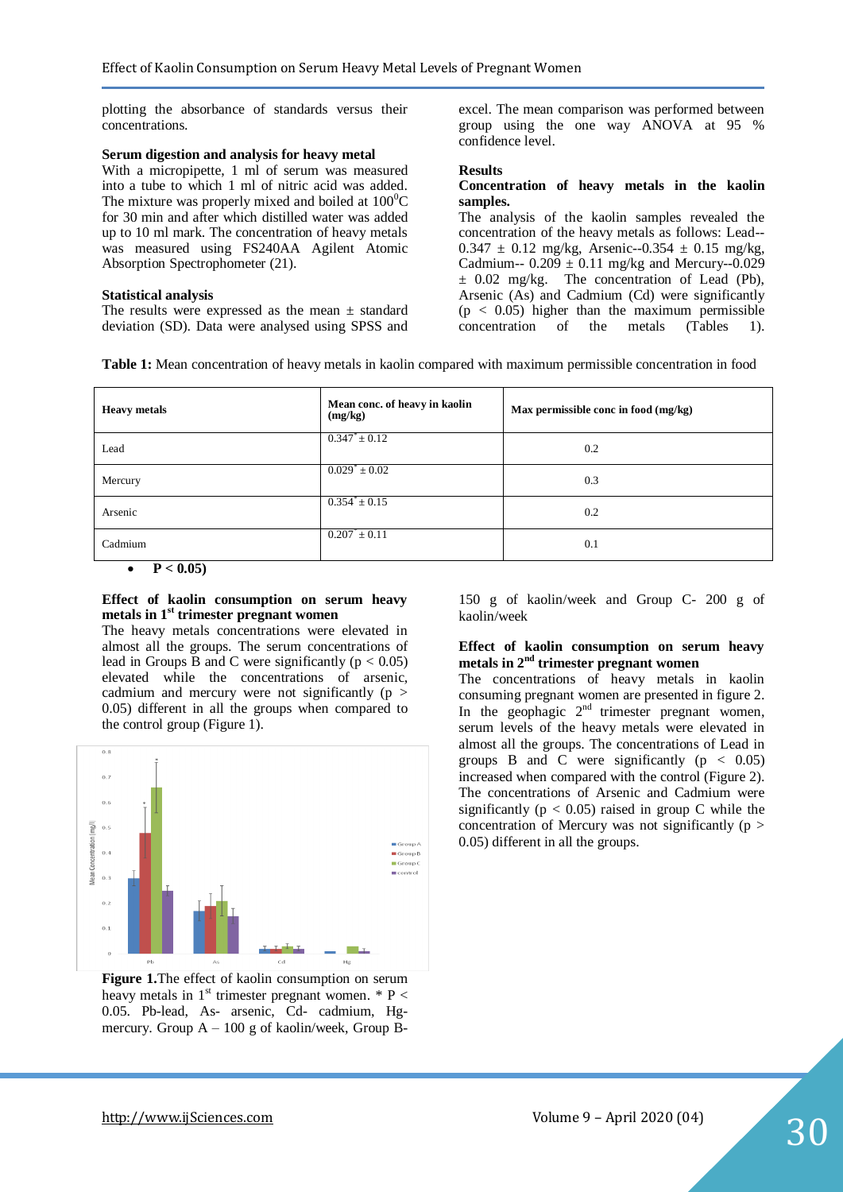plotting the absorbance of standards versus their concentrations.

**Serum digestion and analysis for heavy metal**

With a micropipette, 1 ml of serum was measured into a tube to which 1 ml of nitric acid was added. The mixture was properly mixed and boiled at $100^0C$ for 30 min and after which distilled water was added up to 10 ml mark. The concentration of heavy metals was measured using FS240AA Agilent Atomic Absorption Spectrophometer (21).

**Statistical analysis**

The results were expressed as the mean ± standard deviation (SD). Data were analysed using SPSS and excel. The mean comparison was performed between group using the one way ANOVA at 95 % confidence level.

**Results**

**Concentration of heavy metals in the kaolin samples.**

The analysis of the kaolin samples revealed the concentration of the heavy metals as follows: Lead--0.347 ± 0.12 mg/kg, Arsenic--0.354 ± 0.15 mg/kg, Cadmium-- 0.209 ± 0.11 mg/kg and Mercury--0.029 ± 0.02 mg/kg. The concentration of Lead (Pb), Arsenic (As) and Cadmium (Cd) were significantly ($p < 0.05$) higher than the maximum permissible concentration of the metals (Tables 1).

**Table 1:** Mean concentration of heavy metals in kaolin compared with maximum permissible concentration in food

| Heavy metals | Mean conc. of heavy in kaolin (mg/kg) | Max permissible conc in food (mg/kg) |
|---|---|---|
| Lead | $0.347^* \pm 0.12$ | 0.2 |
| Mercury | $0.029^* \pm 0.02$ | 0.3 |
| Arsenic | $0.354^* \pm 0.15$ | 0.2 |
| Cadmium | $0.207^* \pm 0.11$ | 0.1 |

- **P < 0.05)**

**Effect of kaolin consumption on serum heavy metals in 1st trimester pregnant women**

The heavy metals concentrations were elevated in almost all the groups. The serum concentrations of lead in Groups B and C were significantly ($p < 0.05$) elevated while the concentrations of arsenic, cadmium and mercury were not significantly ($p > 0.05$) different in all the groups when compared to the control group (Figure 1).

**Figure 1.** The effect of kaolin consumption on serum heavy metals in 1st trimester pregnant women. * $P < 0.05$. Pb-lead, As- arsenic, Cd- cadmium, Hg- mercury. Group A – 100 g of kaolin/week, Group B- 150 g of kaolin/week and Group C- 200 g of kaolin/week

**Effect of kaolin consumption on serum heavy metals in 2nd trimester pregnant women**

The concentrations of heavy metals in kaolin consuming pregnant women are presented in figure 2. In the geophagic 2nd trimester pregnant women, serum levels of the heavy metals were elevated in almost all the groups. The concentrations of Lead in groups B and C were significantly ($p < 0.05$) increased when compared with the control (Figure 2). The concentrations of Arsenic and Cadmium were significantly ($p < 0.05$) raised in group C while the concentration of Mercury was not significantly ($p > 0.05$) different in all the groups.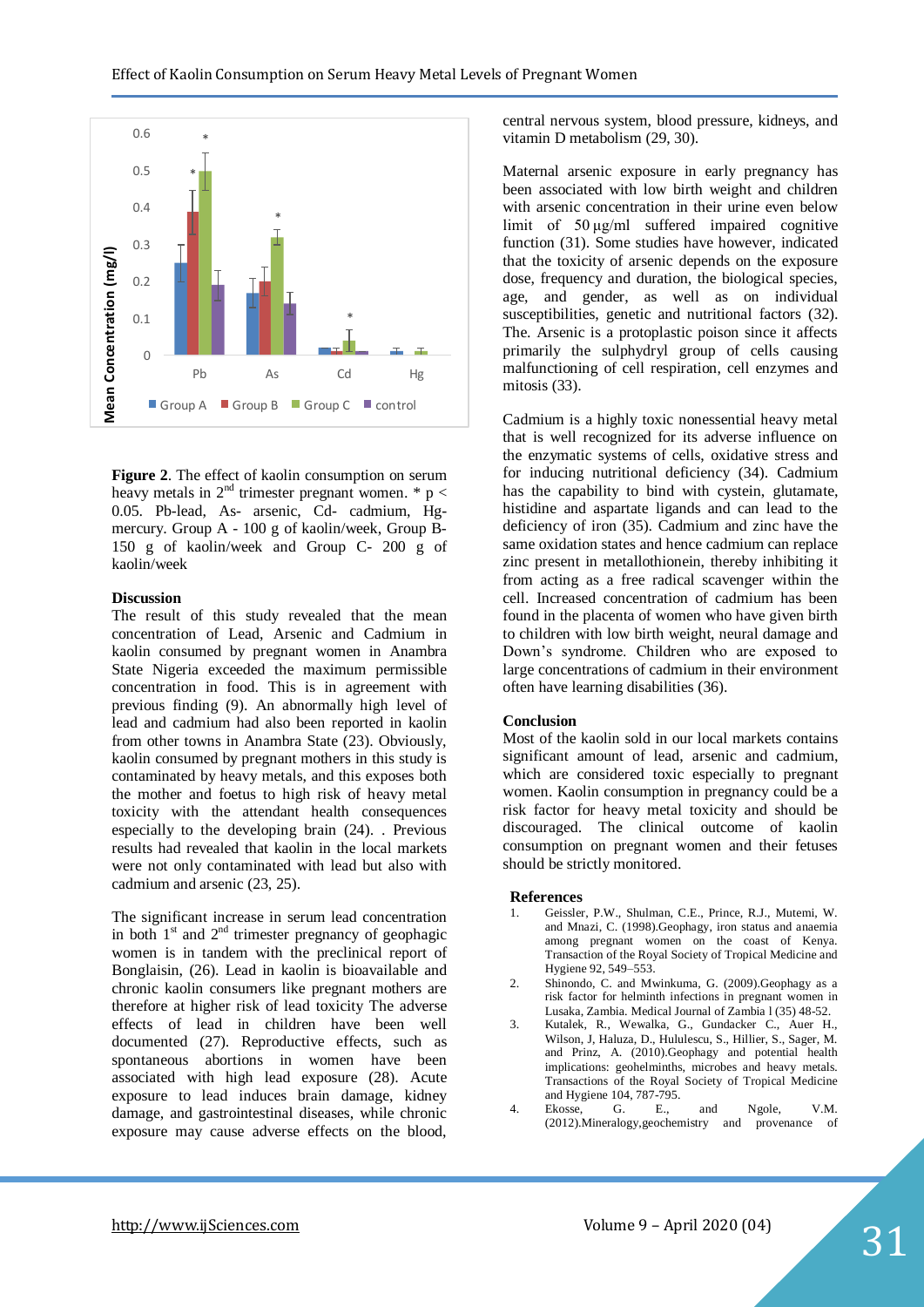**Figure 2**. The effect of kaolin consumption on serum heavy metals in 2[nd] trimester pregnant women. * $p < 0.05$. Pb-lead, As- arsenic, Cd- cadmium, Hg- mercury. Group A - 100 g of kaolin/week, Group B- 150 g of kaolin/week and Group C- 200 g of kaolin/week

**Discussion**

The result of this study revealed that the mean concentration of Lead, Arsenic and Cadmium in kaolin consumed by pregnant women in Anambra State Nigeria exceeded the maximum permissible concentration in food. This is in agreement with previous finding (9). An abnormally high level of lead and cadmium had also been reported in kaolin from other towns in Anambra State (23). Obviously, kaolin consumed by pregnant mothers in this study is contaminated by heavy metals, and this exposes both the mother and foetus to high risk of heavy metal toxicity with the attendant health consequences especially to the developing brain (24). . Previous results had revealed that kaolin in the local markets were not only contaminated with lead but also with cadmium and arsenic (23, 25).

The significant increase in serum lead concentration in both 1[st] and 2[nd] trimester pregnancy of geophagic women is in tandem with the preclinical report of Bonglaisin, (26). Lead in kaolin is bioavailable and chronic kaolin consumers like pregnant mothers are therefore at higher risk of lead toxicity The adverse effects of lead in children have been well documented (27). Reproductive effects, such as spontaneous abortions in women have been associated with high lead exposure (28). Acute exposure to lead induces brain damage, kidney damage, and gastrointestinal diseases, while chronic exposure may cause adverse effects on the blood, central nervous system, blood pressure, kidneys, and vitamin D metabolism (29, 30).

Maternal arsenic exposure in early pregnancy has been associated with low birth weight and children with arsenic concentration in their urine even below limit of 50 μg/ml suffered impaired cognitive function (31). Some studies have however, indicated that the toxicity of arsenic depends on the exposure dose, frequency and duration, the biological species, age, and gender, as well as on individual susceptibilities, genetic and nutritional factors (32). The. Arsenic is a protoplastic poison since it affects primarily the sulphydryl group of cells causing malfunctioning of cell respiration, cell enzymes and mitosis (33).

Cadmium is a highly toxic nonessential heavy metal that is well recognized for its adverse influence on the enzymatic systems of cells, oxidative stress and for inducing nutritional deficiency (34). Cadmium has the capability to bind with cystein, glutamate, histidine and aspartate ligands and can lead to the deficiency of iron (35). Cadmium and zinc have the same oxidation states and hence cadmium can replace zinc present in metallothionein, thereby inhibiting it from acting as a free radical scavenger within the cell. Increased concentration of cadmium has been found in the placenta of women who have given birth to children with low birth weight, neural damage and Down's syndrome. Children who are exposed to large concentrations of cadmium in their environment often have learning disabilities (36).

**Conclusion**

Most of the kaolin sold in our local markets contains significant amount of lead, arsenic and cadmium, which are considered toxic especially to pregnant women. Kaolin consumption in pregnancy could be a risk factor for heavy metal toxicity and should be discouraged. The clinical outcome of kaolin consumption on pregnant women and their fetuses should be strictly monitored.

**References**

1. Geissler, P.W., Shulman, C.E., Prince, R.J., Mutemi, W. and Mnazi, C. (1998).Geophagy, iron status and anaemia among pregnant women on the coast of Kenya. Transaction of the Royal Society of Tropical Medicine and Hygiene 92, 549–553.
2. Shinondo, C. and Mwinkuma, G. (2009).Geophagy as a risk factor for helminth infections in pregnant women in Lusaka, Zambia. Medical Journal of Zambia l (35) 48-52.
3. Kutalek, R., Wewalka, G., Gundacker C., Auer H., Wilson, J, Haluza, D., Hululescu, S., Hillier, S., Sager, M. and Prinz, A. (2010).Geophagy and potential health implications: geohelminths, microbes and heavy metals. Transactions of the Royal Society of Tropical Medicine and Hygiene 104, 787-795.
4. Ekosse, G. E., and Ngole, V.M. (2012).Mineralogy,geochemistry and provenance of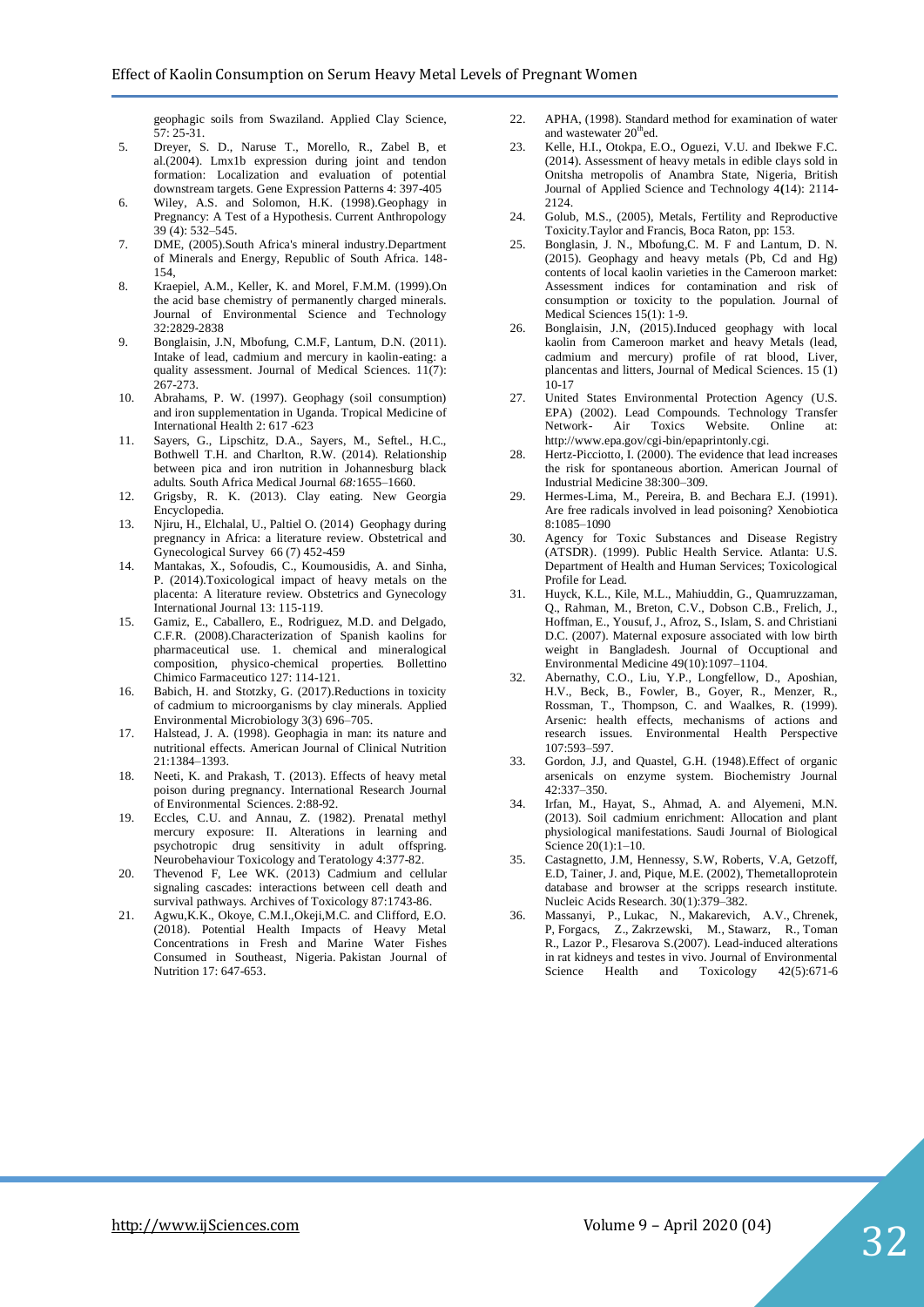geophagic soils from Swaziland. Applied Clay Science, 57: 25-31.

5. Dreyer, S. D., Naruse T., Morello, R., Zabel B, et al.(2004). Lmx1b expression during joint and tendon formation: Localization and evaluation of potential downstream targets. Gene Expression Patterns 4: 397-405
6. Wiley, A.S. and Solomon, H.K. (1998).Geophagy in Pregnancy: A Test of a Hypothesis. Current Anthropology 39 (4): 532–545.
7. DME, (2005).South Africa's mineral industry.Department of Minerals and Energy, Republic of South Africa. 148-154,
8. Kraepiel, A.M., Keller, K. and Morel, F.M.M. (1999).On the acid base chemistry of permanently charged minerals. Journal of Environmental Science and Technology 32:2829-2838
9. Bonglaisin, J.N, Mbofung, C.M.F, Lantum, D.N. (2011). Intake of lead, cadmium and mercury in kaolin-eating: a quality assessment. Journal of Medical Sciences. 11(7): 267-273.
10. Abrahams, P. W. (1997). Geophagy (soil consumption) and iron supplementation in Uganda. Tropical Medicine of International Health 2: 617 -623
11. Sayers, G., Lipschitz, D.A., Sayers, M., Seftel., H.C., Bothwell T.H. and Charlton, R.W. (2014). Relationship between pica and iron nutrition in Johannesburg black adults. South Africa Medical Journal *68*:1655–1660.
12. Grigsby, R. K. (2013). Clay eating. New Georgia Encyclopedia.
13. Njiru, H., Elchalal, U., Paltiel O. (2014) Geophagy during pregnancy in Africa: a literature review. Obstetrical and Gynecological Survey 66 (7) 452-459
14. Mantakas, X., Sofoudis, C., Koumousidis, A. and Sinha, P. (2014).Toxicological impact of heavy metals on the placenta: A literature review. Obstetrics and Gynecology International Journal 13: 115-119.
15. Gamiz, E., Caballero, E., Rodriguez, M.D. and Delgado, C.F.R. (2008).Characterization of Spanish kaolins for pharmaceutical use. 1. chemical and mineralogical composition, physico-chemical properties. Bollettino Chimico Farmaceutico 127: 114-121.
16. Babich, H. and Stotzky, G. (2017).Reductions in toxicity of cadmium to microorganisms by clay minerals. Applied Environmental Microbiology 3(3) 696–705.
17. Halstead, J. A. (1998). Geophagia in man: its nature and nutritional effects. American Journal of Clinical Nutrition 21:1384–1393.
18. Neeti, K. and Prakash, T. (2013). Effects of heavy metal poison during pregnancy. International Research Journal of Environmental Sciences. 2:88-92.
19. Eccles, C.U. and Annau, Z. (1982). Prenatal methyl mercury exposure: II. Alterations in learning and psychotropic drug sensitivity in adult offspring. Neurobehaviour Toxicology and Teratology 4:377-82.
20. Thevenod F, Lee WK. (2013) Cadmium and cellular signaling cascades: interactions between cell death and survival pathways. Archives of Toxicology 87:1743-86.
21. Agwu,K.K., Okoye, C.M.I.,Okeji,M.C. and Clifford, E.O. (2018). Potential Health Impacts of Heavy Metal Concentrations in Fresh and Marine Water Fishes Consumed in Southeast, Nigeria. Pakistan Journal of Nutrition 17: 647-653.
22. APHA, (1998). Standard method for examination of water and wastewater 20[th]ed.
23. Kelle, H.I., Otokpa, E.O., Oguezi, V.U. and Ibekwe F.C. (2014). Assessment of heavy metals in edible clays sold in Onitsha metropolis of Anambra State, Nigeria, British Journal of Applied Science and Technology 4**(**14): 2114-2124.
24. Golub, M.S., (2005), Metals, Fertility and Reproductive Toxicity.Taylor and Francis, Boca Raton, pp: 153.
25. Bonglaisin, J. N., Mbofung,C. M. F and Lantum, D. N. (2015). Geophagy and heavy metals (Pb, Cd and Hg) contents of local kaolin varieties in the Cameroon market: Assessment indices for contamination and risk of consumption or toxicity to the population. Journal of Medical Sciences 15(1): 1-9.
26. Bonglaisin, J.N, (2015).Induced geophagy with local kaolin from Cameroon market and heavy Metals (lead, cadmium and mercury) profile of rat blood, Liver, plancentas and litters, Journal of Medical Sciences. 15 (1) 10-17
27. United States Environmental Protection Agency (U.S. EPA) (2002). Lead Compounds. Technology Transfer Network- Air Toxics Website. Online at: http://www.epa.gov/cgi-bin/epaprintonly.cgi.
28. Hertz-Picciotto, I. (2000). The evidence that lead increases the risk for spontaneous abortion. American Journal of Industrial Medicine 38:300–309.
29. Hermes-Lima, M., Pereira, B. and Bechara E.J. (1991). Are free radicals involved in lead poisoning? Xenobiotica 8:1085–1090
30. Agency for Toxic Substances and Disease Registry (ATSDR). (1999). Public Health Service. Atlanta: U.S. Department of Health and Human Services; Toxicological Profile for Lead.
31. Huyck, K.L., Kile, M.L., Mahiuddin, G., Quamruzzaman, Q., Rahman, M., Breton, C.V., Dobson C.B., Frelich, J., Hoffman, E., Yousuf, J., Afroz, S., Islam, S. and Christiani D.C. (2007). Maternal exposure associated with low birth weight in Bangladesh. Journal of Occuptional and Environmental Medicine 49(10):1097–1104.
32. Abernathy, C.O., Liu, Y.P., Longfellow, D., Aposhian, H.V., Beck, B., Fowler, B., Goyer, R., Menzer, R., Rossman, T., Thompson, C. and Waalkes, R. (1999). Arsenic: health effects, mechanisms of actions and research issues. Environmental Health Perspective 107:593–597.
33. Gordon, J.J, and Quastel, G.H. (1948).Effect of organic arsenicals on enzyme system. Biochemistry Journal 42:337–350.
34. Irfan, M., Hayat, S., Ahmad, A. and Alyemeni, M.N. (2013). Soil cadmium enrichment: Allocation and plant physiological manifestations. Saudi Journal of Biological Science 20(1):1–10.
35. Castagnetto, J.M, Hennessy, S.W, Roberts, V.A, Getzoff, E.D, Tainer, J. and, Pique, M.E. (2002), Themetalloprotein database and browser at the scripps research institute. Nucleic Acids Research. 30(1):379–382.
36. Massanyi, P., Lukac, N., Makarevich, A.V., Chrenek, P, Forgacs, Z., Zakrzewski, M., Stawarz, R., Toman R., Lazor P., Flesarova S.(2007). Lead-induced alterations in rat kidneys and testes in vivo. Journal of Environmental Science Health and Toxicology 42(5):671-6